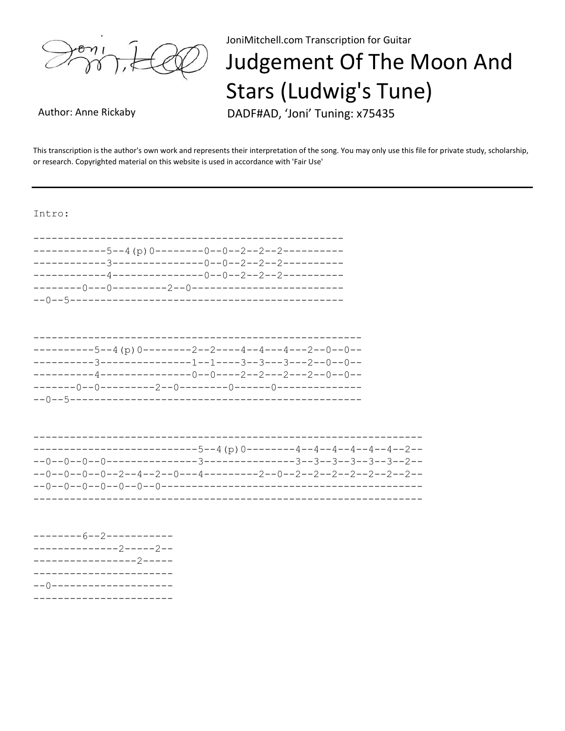JoniMitchell.com Transcription for Guitar

# Judgement Of The Moon And Stars (Ludwig's Tune)

Author: Anne Rickaby

DADF#AD, 'Joni' Tuning: x75435

This transcription is the author's own work and represents their interpretation of the song. You may only use this file for private study, scholarship, or research. Copyrighted material on this website is used in accordance with 'Fair Use'

---

Intro:

```
---------------------------------------------------
------------5--4(p)0--------0--0--2--2--2----------
------------3---------------0--0--2--2--2----------
------------4---------------0--0--2--2--2----------
--------0---0---------2--0-------------------------
--0--5---------------------------------------------
```

```
------------------------------------------------------
----------5--4(p)0--------2--2----4--4---4---2--0--0--
----------3---------------1--1----3--3---3---2--0--0--
----------4---------------0--0----2--2---2---2--0--0--
-------0--0---------2--0--------0------0--------------
--0--5------------------------------------------------
```

```
----------------------------------------------------------------
---------------------------5--4(p)0--------4--4--4--4--4--4--2--
--0--0--0--0---------------3---------------3--3--3--3--3--3--2--
--0--0--0--0--2--4--2--0---4---------2--0--2--2--2--2--2--2--2--
--0--0--0--0--0--0--0-------------------------------------------
----------------------------------------------------------------
```

```
--------6--2-----------
--------------2-----2--
-----------------2-----
-----------------------
--0--------------------
-----------------------
```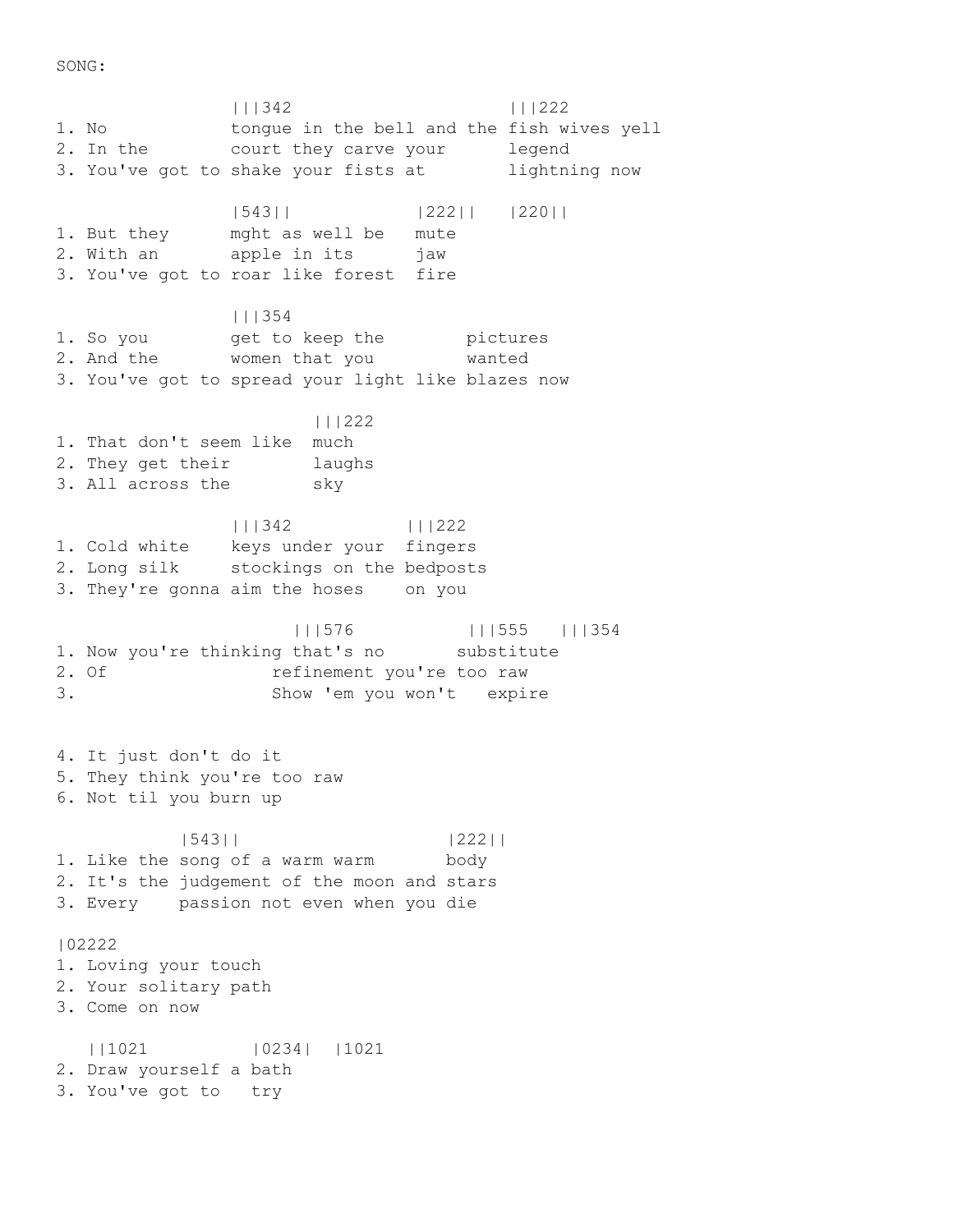SONG:

```
                 |||342                    |||222
1. No            tongue in the bell and the fish wives yell
2. In the        court they carve your      legend
3. You've got to shake your fists at        lightning now

                 |543||            |222||   |220||
1. But they      mght as well be   mute
2. With an       apple in its      jaw
3. You've got to roar like forest  fire

                 |||354
1. So you        get to keep the        pictures
2. And the       women that you         wanted
3. You've got to spread your light like blazes now

                          |||222
1. That don't seem like  much
2. They get their        laughs
3. All across the        sky

                 |||342           |||222
1. Cold white    keys under your  fingers
2. Long silk     stockings on the bedposts
3. They're gonna aim the hoses    on you

                       |||576           |||555   |||354
1. Now you're thinking that's no       substitute
2. Of                refinement you're too raw
3.                   Show 'em you won't   expire


4. It just don't do it
5. They think you're too raw
6. Not til you burn up

           |543||                     |222||
1. Like the song of a warm warm       body
2. It's the judgement of the moon and stars
3. Every    passion not even when you die

|02222
1. Loving your touch
2. Your solitary path
3. Come on now

   ||1021          |0234|  |1021
2. Draw yourself a bath
3. You've got to   try
```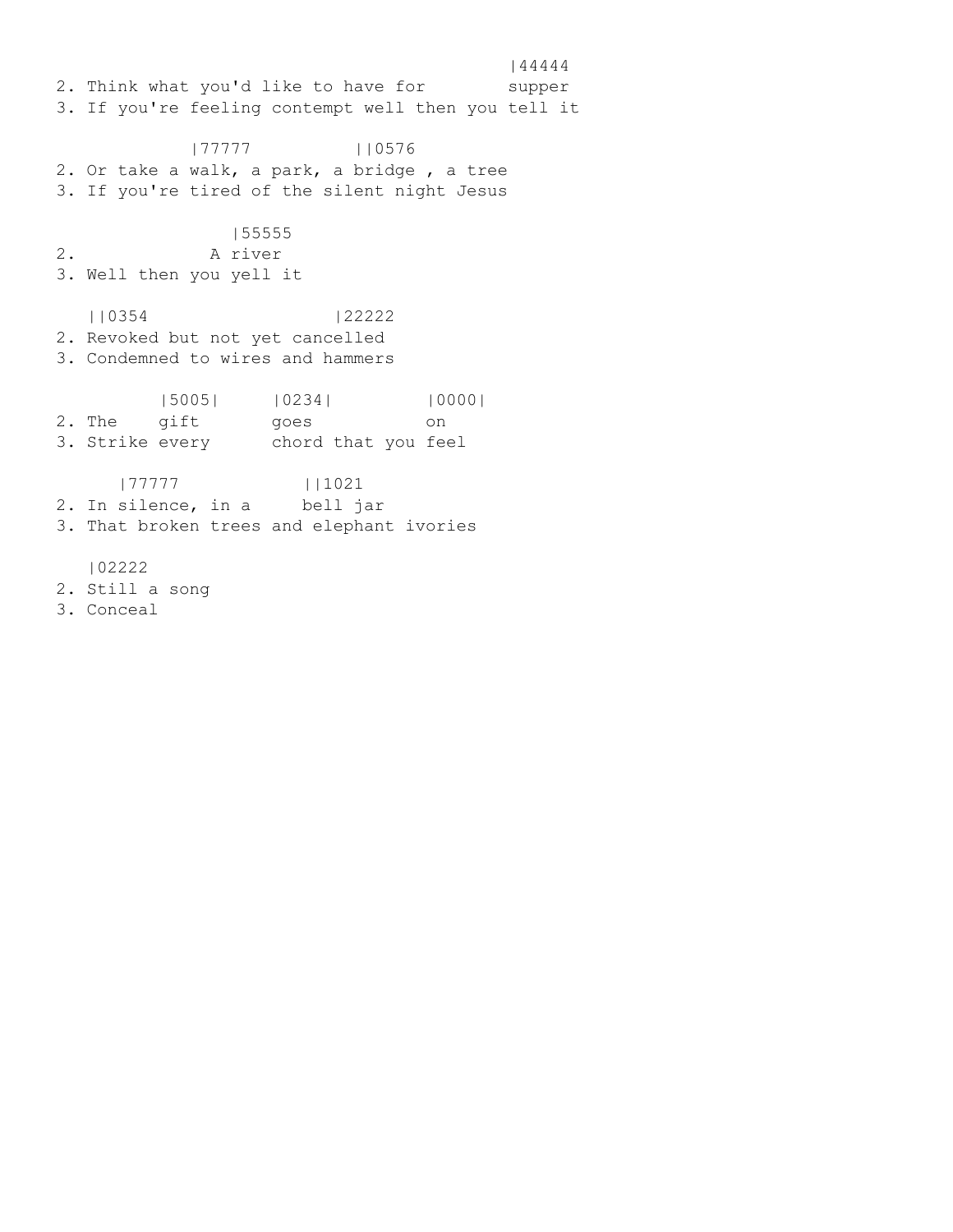```
                                              |44444
2. Think what you'd like to have for        supper
3. If you're feeling contempt well then you tell it

             |77777          ||0576
2. Or take a walk, a park, a bridge , a tree
3. If you're tired of the silent night Jesus

                 |55555
2.            A river
3. Well then you yell it

   ||0354                 |22222
2. Revoked but not yet cancelled
3. Condemned to wires and hammers

          |5005|     |0234|         |0000|
2. The    gift       goes           on
3. Strike every      chord that you feel

      |77777            ||1021
2. In silence, in a     bell jar
3. That broken trees and elephant ivories

   |02222
2. Still a song
3. Conceal
```